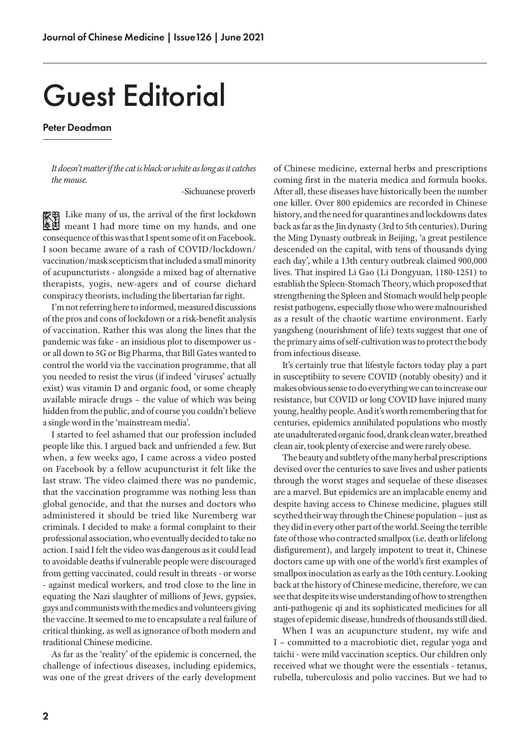# Guest Editorial

**Peter Deadman**

*It doesn't matter if the cat is black or white as long as it catches the mouse.*

-Sichuanese proverb

Like many of us, the arrival of the first lockdown meant I had more time on my hands, and one consequence of this was that I spent some of it on Facebook. I soon became aware of a rash of COVID/lockdown/vaccination/mask scepticism that included a small minority of acupuncturists - alongside a mixed bag of alternative therapists, yogis, new-agers and of course diehard conspiracy theorists, including the libertarian far right.

I'm not referring here to informed, measured discussions of the pros and cons of lockdown or a risk-benefit analysis of vaccination. Rather this was along the lines that the pandemic was fake - an insidious plot to disempower us - or all down to 5G or Big Pharma, that Bill Gates wanted to control the world via the vaccination programme, that all you needed to resist the virus (if indeed 'viruses' actually exist) was vitamin D and organic food, or some cheaply available miracle drugs – the value of which was being hidden from the public, and of course you couldn't believe a single word in the 'mainstream media'.

I started to feel ashamed that our profession included people like this. I argued back and unfriended a few. But when, a few weeks ago, I came across a video posted on Facebook by a fellow acupuncturist it felt like the last straw. The video claimed there was no pandemic, that the vaccination programme was nothing less than global genocide, and that the nurses and doctors who administered it should be tried like Nuremberg war criminals. I decided to make a formal complaint to their professional association, who eventually decided to take no action. I said I felt the video was dangerous as it could lead to avoidable deaths if vulnerable people were discouraged from getting vaccinated, could result in threats - or worse - against medical workers, and trod close to the line in equating the Nazi slaughter of millions of Jews, gypsies, gays and communists with the medics and volunteers giving the vaccine. It seemed to me to encapsulate a real failure of critical thinking, as well as ignorance of both modern and traditional Chinese medicine.

As far as the 'reality' of the epidemic is concerned, the challenge of infectious diseases, including epidemics, was one of the great drivers of the early development of Chinese medicine, external herbs and prescriptions coming first in the materia medica and formula books. After all, these diseases have historically been the number one killer. Over 800 epidemics are recorded in Chinese history, and the need for quarantines and lockdowns dates back as far as the Jin dynasty (3rd to 5th centuries). During the Ming Dynasty outbreak in Beijing, 'a great pestilence descended on the capital, with tens of thousands dying each day', while a 13th century outbreak claimed 900,000 lives. That inspired Li Gao (Li Dongyuan, 1180-1251) to establish the Spleen-Stomach Theory, which proposed that strengthening the Spleen and Stomach would help people resist pathogens, especially those who were malnourished as a result of the chaotic wartime environment. Early yangsheng (nourishment of life) texts suggest that one of the primary aims of self-cultivation was to protect the body from infectious disease.

It's certainly true that lifestyle factors today play a part in susceptibiity to severe COVID (notably obesity) and it makes obvious sense to do everything we can to increase our resistance, but COVID or long COVID have injured many young, healthy people. And it's worth remembering that for centuries, epidemics annihilated populations who mostly ate unadulterated organic food, drank clean water, breathed clean air, took plenty of exercise and were rarely obese.

The beauty and subtlety of the many herbal prescriptions devised over the centuries to save lives and usher patients through the worst stages and sequelae of these diseases are a marvel. But epidemics are an implacable enemy and despite having access to Chinese medicine, plagues still scythed their way through the Chinese population – just as they did in every other part of the world. Seeing the terrible fate of those who contracted smallpox (i.e. death or lifelong disfigurement), and largely impotent to treat it, Chinese doctors came up with one of the world's first examples of smallpox inoculation as early as the 10th century. Looking back at the history of Chinese medicine, therefore, we can see that despite its wise understanding of how to strengthen anti-pathogenic qi and its sophisticated medicines for all stages of epidemic disease, hundreds of thousands still died.

When I was an acupuncture student, my wife and I – committed to a macrobiotic diet, regular yoga and taichi - were mild vaccination sceptics. Our children only received what we thought were the essentials - tetanus, rubella, tuberculosis and polio vaccines. But we had to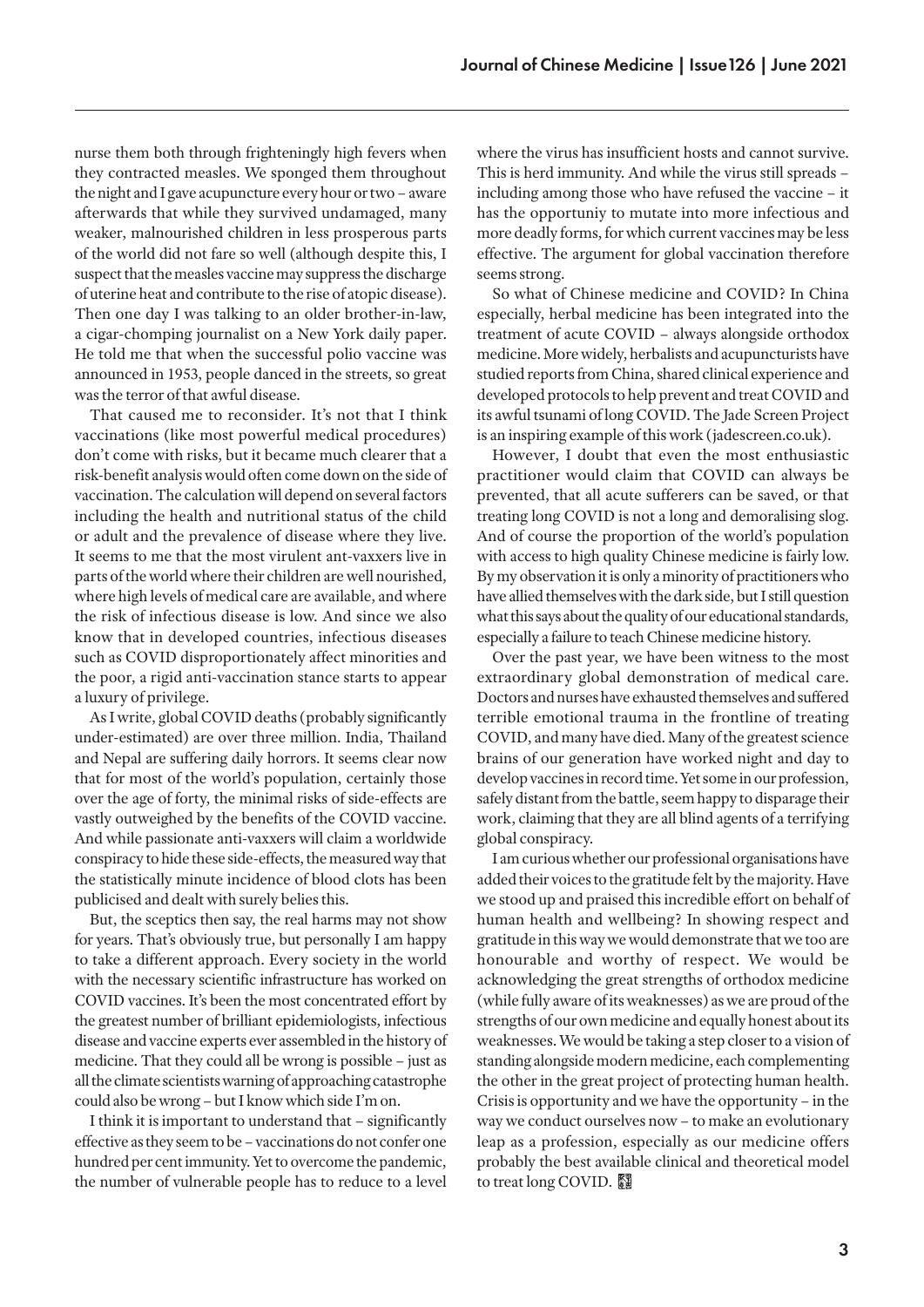nurse them both through frighteningly high fevers when they contracted measles. We sponged them throughout the night and I gave acupuncture every hour or two – aware afterwards that while they survived undamaged, many weaker, malnourished children in less prosperous parts of the world did not fare so well (although despite this, I suspect that the measles vaccine may suppress the discharge of uterine heat and contribute to the rise of atopic disease). Then one day I was talking to an older brother-in-law, a cigar-chomping journalist on a New York daily paper. He told me that when the successful polio vaccine was announced in 1953, people danced in the streets, so great was the terror of that awful disease.

That caused me to reconsider. It's not that I think vaccinations (like most powerful medical procedures) don't come with risks, but it became much clearer that a risk-benefit analysis would often come down on the side of vaccination. The calculation will depend on several factors including the health and nutritional status of the child or adult and the prevalence of disease where they live. It seems to me that the most virulent ant-vaxxers live in parts of the world where their children are well nourished, where high levels of medical care are available, and where the risk of infectious disease is low. And since we also know that in developed countries, infectious diseases such as COVID disproportionately affect minorities and the poor, a rigid anti-vaccination stance starts to appear a luxury of privilege.

As I write, global COVID deaths (probably significantly under-estimated) are over three million. India, Thailand and Nepal are suffering daily horrors. It seems clear now that for most of the world's population, certainly those over the age of forty, the minimal risks of side-effects are vastly outweighed by the benefits of the COVID vaccine. And while passionate anti-vaxxers will claim a worldwide conspiracy to hide these side-effects, the measured way that the statistically minute incidence of blood clots has been publicised and dealt with surely belies this.

But, the sceptics then say, the real harms may not show for years. That's obviously true, but personally I am happy to take a different approach. Every society in the world with the necessary scientific infrastructure has worked on COVID vaccines. It's been the most concentrated effort by the greatest number of brilliant epidemiologists, infectious disease and vaccine experts ever assembled in the history of medicine. That they could all be wrong is possible – just as all the climate scientists warning of approaching catastrophe could also be wrong – but I know which side I'm on.

I think it is important to understand that – significantly effective as they seem to be – vaccinations do not confer one hundred per cent immunity. Yet to overcome the pandemic, the number of vulnerable people has to reduce to a level where the virus has insufficient hosts and cannot survive. This is herd immunity. And while the virus still spreads – including among those who have refused the vaccine – it has the opportuniy to mutate into more infectious and more deadly forms, for which current vaccines may be less effective. The argument for global vaccination therefore seems strong.

So what of Chinese medicine and COVID? In China especially, herbal medicine has been integrated into the treatment of acute COVID – always alongside orthodox medicine. More widely, herbalists and acupuncturists have studied reports from China, shared clinical experience and developed protocols to help prevent and treat COVID and its awful tsunami of long COVID. The Jade Screen Project is an inspiring example of this work (jadescreen.co.uk).

However, I doubt that even the most enthusiastic practitioner would claim that COVID can always be prevented, that all acute sufferers can be saved, or that treating long COVID is not a long and demoralising slog. And of course the proportion of the world's population with access to high quality Chinese medicine is fairly low. By my observation it is only a minority of practitioners who have allied themselves with the dark side, but I still question what this says about the quality of our educational standards, especially a failure to teach Chinese medicine history.

Over the past year, we have been witness to the most extraordinary global demonstration of medical care. Doctors and nurses have exhausted themselves and suffered terrible emotional trauma in the frontline of treating COVID, and many have died. Many of the greatest science brains of our generation have worked night and day to develop vaccines in record time. Yet some in our profession, safely distant from the battle, seem happy to disparage their work, claiming that they are all blind agents of a terrifying global conspiracy.

I am curious whether our professional organisations have added their voices to the gratitude felt by the majority. Have we stood up and praised this incredible effort on behalf of human health and wellbeing? In showing respect and gratitude in this way we would demonstrate that we too are honourable and worthy of respect. We would be acknowledging the great strengths of orthodox medicine (while fully aware of its weaknesses) as we are proud of the strengths of our own medicine and equally honest about its weaknesses. We would be taking a step closer to a vision of standing alongside modern medicine, each complementing the other in the great project of protecting human health. Crisis is opportunity and we have the opportunity – in the way we conduct ourselves now – to make an evolutionary leap as a profession, especially as our medicine offers probably the best available clinical and theoretical model to treat long COVID.